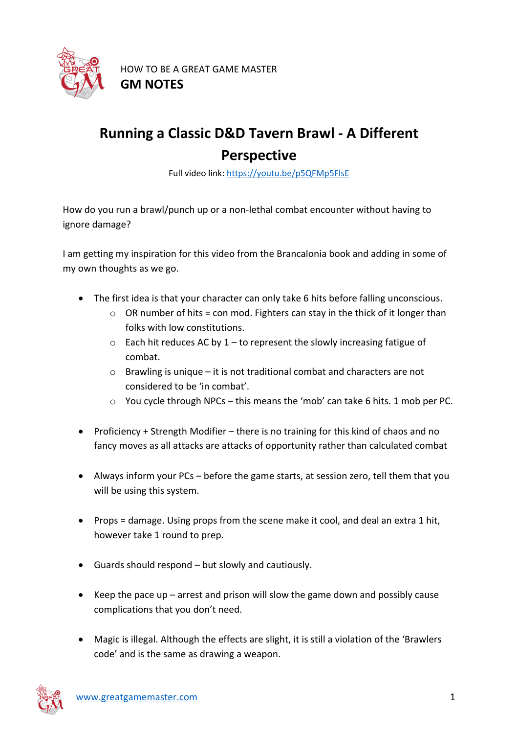HOW TO BE A GREAT GAME MASTER

**GM NOTES**

# Running a Classic D&D Tavern Brawl - A Different Perspective

Full video link: https://youtu.be/p5QFMp5FlsE

How do you run a brawl/punch up or a non-lethal combat encounter without having to ignore damage?

I am getting my inspiration for this video from the Brancalonia book and adding in some of my own thoughts as we go.

- The first idea is that your character can only take 6 hits before falling unconscious.
  - OR number of hits = con mod. Fighters can stay in the thick of it longer than folks with low constitutions.
  - Each hit reduces AC by 1 – to represent the slowly increasing fatigue of combat.
  - Brawling is unique – it is not traditional combat and characters are not considered to be 'in combat'.
  - You cycle through NPCs – this means the 'mob' can take 6 hits. 1 mob per PC.

- Proficiency + Strength Modifier – there is no training for this kind of chaos and no fancy moves as all attacks are attacks of opportunity rather than calculated combat

- Always inform your PCs – before the game starts, at session zero, tell them that you will be using this system.

- Props = damage. Using props from the scene make it cool, and deal an extra 1 hit, however take 1 round to prep.

- Guards should respond – but slowly and cautiously.

- Keep the pace up – arrest and prison will slow the game down and possibly cause complications that you don't need.

- Magic is illegal. Although the effects are slight, it is still a violation of the 'Brawlers code' and is the same as drawing a weapon.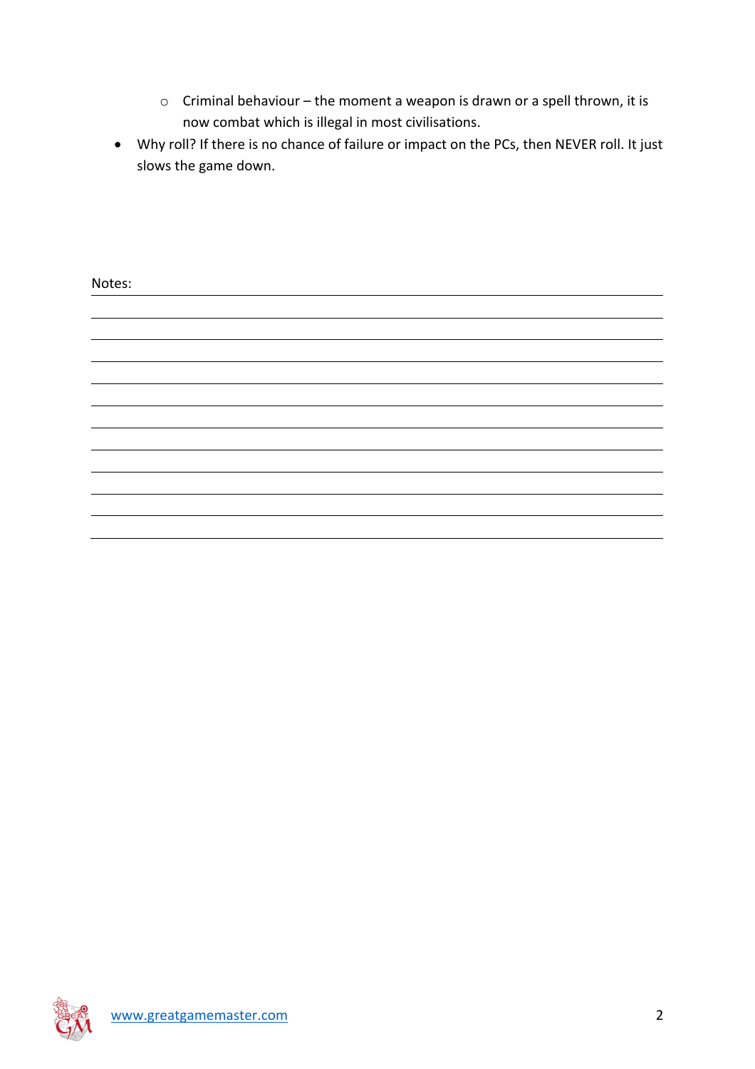- Criminal behaviour – the moment a weapon is drawn or a spell thrown, it is now combat which is illegal in most civilisations.
- Why roll? If there is no chance of failure or impact on the PCs, then NEVER roll. It just slows the game down.

Notes: